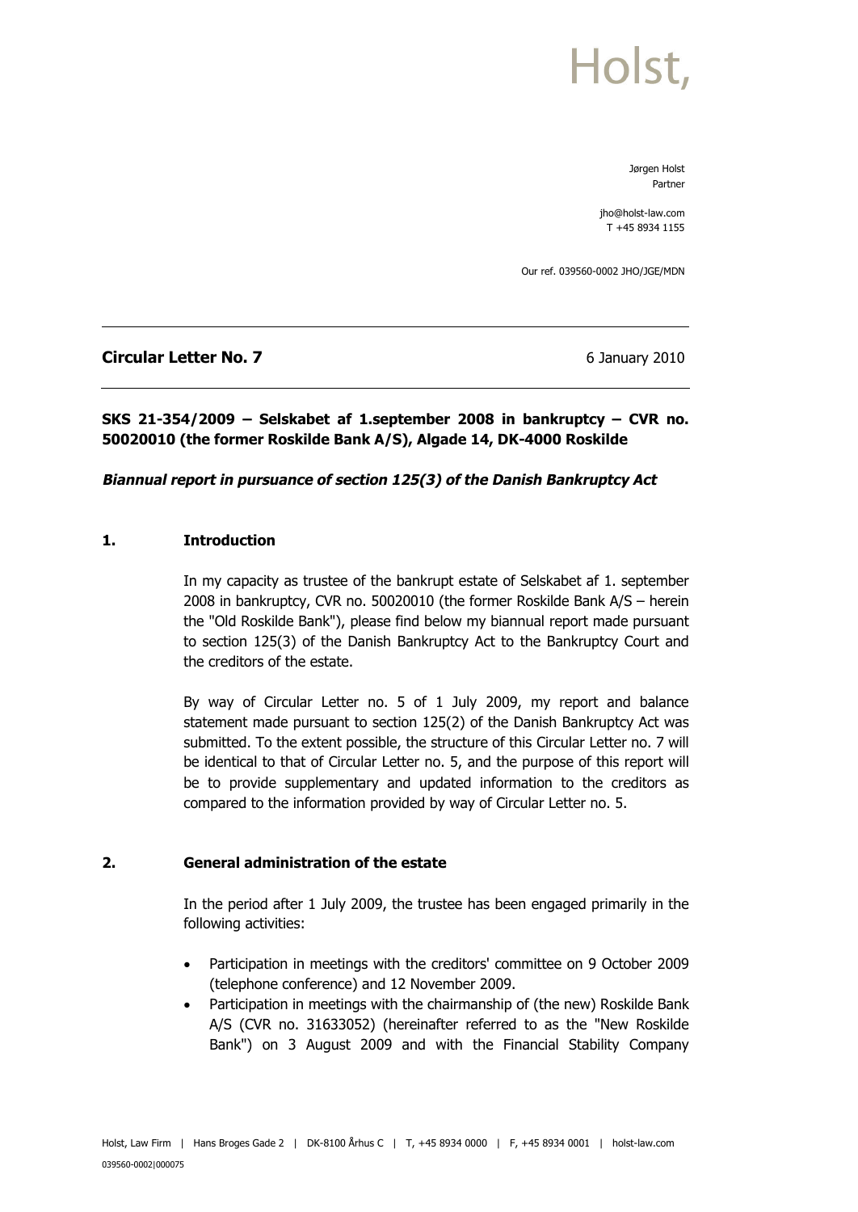Holst,

Jørgen Holst
Partner

jho@holst-law.com
T +45 8934 1155

Our ref. 039560-0002 JHO/JGE/MDN

---

**Circular Letter No. 7** — 6 January 2010

---

**SKS 21-354/2009 – Selskabet af 1.september 2008 in bankruptcy – CVR no. 50020010 (the former Roskilde Bank A/S), Algade 14, DK-4000 Roskilde**

***Biannual report in pursuance of section 125(3) of the Danish Bankruptcy Act***

## 1. Introduction

In my capacity as trustee of the bankrupt estate of Selskabet af 1. september 2008 in bankruptcy, CVR no. 50020010 (the former Roskilde Bank A/S – herein the "Old Roskilde Bank"), please find below my biannual report made pursuant to section 125(3) of the Danish Bankruptcy Act to the Bankruptcy Court and the creditors of the estate.

By way of Circular Letter no. 5 of 1 July 2009, my report and balance statement made pursuant to section 125(2) of the Danish Bankruptcy Act was submitted. To the extent possible, the structure of this Circular Letter no. 7 will be identical to that of Circular Letter no. 5, and the purpose of this report will be to provide supplementary and updated information to the creditors as compared to the information provided by way of Circular Letter no. 5.

## 2. General administration of the estate

In the period after 1 July 2009, the trustee has been engaged primarily in the following activities:

- Participation in meetings with the creditors' committee on 9 October 2009 (telephone conference) and 12 November 2009.
- Participation in meetings with the chairmanship of (the new) Roskilde Bank A/S (CVR no. 31633052) (hereinafter referred to as the "New Roskilde Bank") on 3 August 2009 and with the Financial Stability Company

Holst, Law Firm | Hans Broges Gade 2 | DK-8100 Århus C | T, +45 8934 0000 | F, +45 8934 0001 | holst-law.com

039560-0002|000075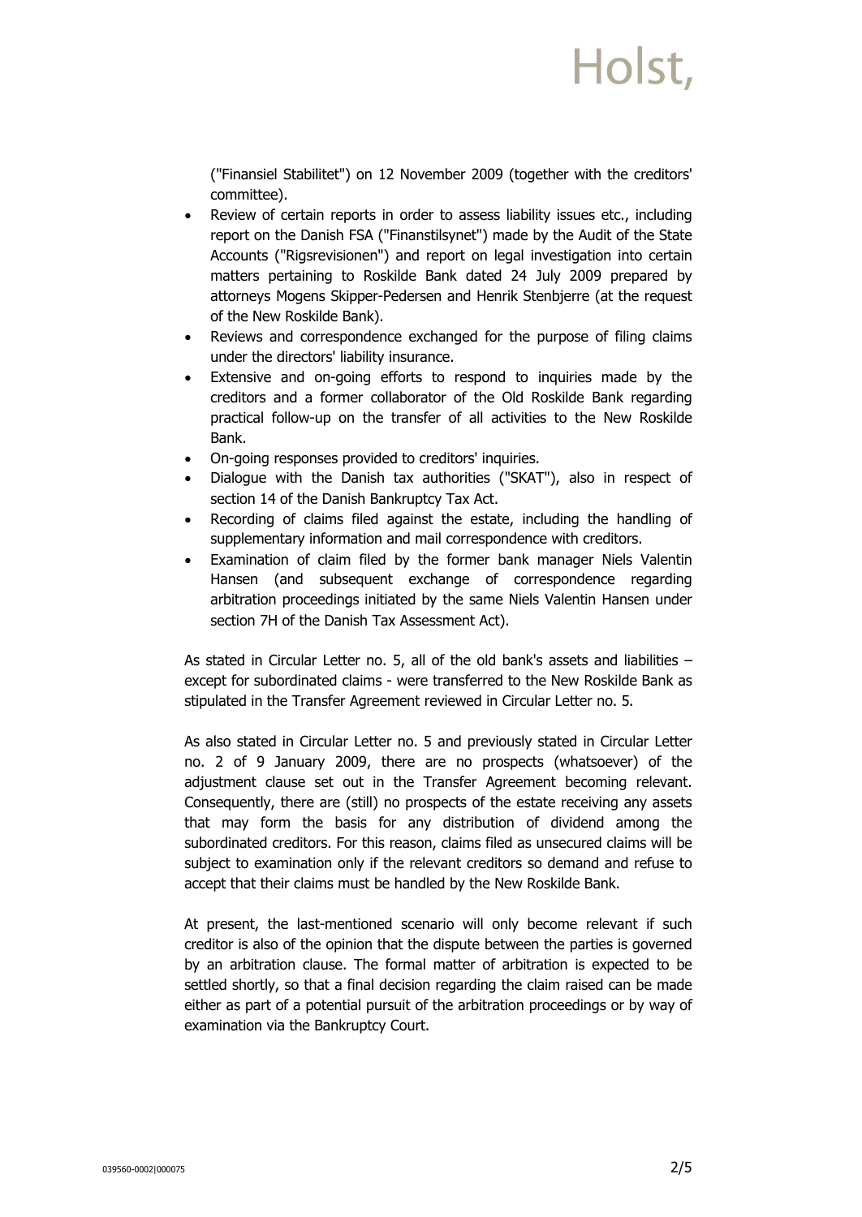("Finansiel Stabilitet") on 12 November 2009 (together with the creditors' committee).

- Review of certain reports in order to assess liability issues etc., including report on the Danish FSA ("Finanstilsynet") made by the Audit of the State Accounts ("Rigsrevisionen") and report on legal investigation into certain matters pertaining to Roskilde Bank dated 24 July 2009 prepared by attorneys Mogens Skipper-Pedersen and Henrik Stenbjerre (at the request of the New Roskilde Bank).
- Reviews and correspondence exchanged for the purpose of filing claims under the directors' liability insurance.
- Extensive and on-going efforts to respond to inquiries made by the creditors and a former collaborator of the Old Roskilde Bank regarding practical follow-up on the transfer of all activities to the New Roskilde Bank.
- On-going responses provided to creditors' inquiries.
- Dialogue with the Danish tax authorities ("SKAT"), also in respect of section 14 of the Danish Bankruptcy Tax Act.
- Recording of claims filed against the estate, including the handling of supplementary information and mail correspondence with creditors.
- Examination of claim filed by the former bank manager Niels Valentin Hansen (and subsequent exchange of correspondence regarding arbitration proceedings initiated by the same Niels Valentin Hansen under section 7H of the Danish Tax Assessment Act).

As stated in Circular Letter no. 5, all of the old bank's assets and liabilities – except for subordinated claims - were transferred to the New Roskilde Bank as stipulated in the Transfer Agreement reviewed in Circular Letter no. 5.

As also stated in Circular Letter no. 5 and previously stated in Circular Letter no. 2 of 9 January 2009, there are no prospects (whatsoever) of the adjustment clause set out in the Transfer Agreement becoming relevant. Consequently, there are (still) no prospects of the estate receiving any assets that may form the basis for any distribution of dividend among the subordinated creditors. For this reason, claims filed as unsecured claims will be subject to examination only if the relevant creditors so demand and refuse to accept that their claims must be handled by the New Roskilde Bank.

At present, the last-mentioned scenario will only become relevant if such creditor is also of the opinion that the dispute between the parties is governed by an arbitration clause. The formal matter of arbitration is expected to be settled shortly, so that a final decision regarding the claim raised can be made either as part of a potential pursuit of the arbitration proceedings or by way of examination via the Bankruptcy Court.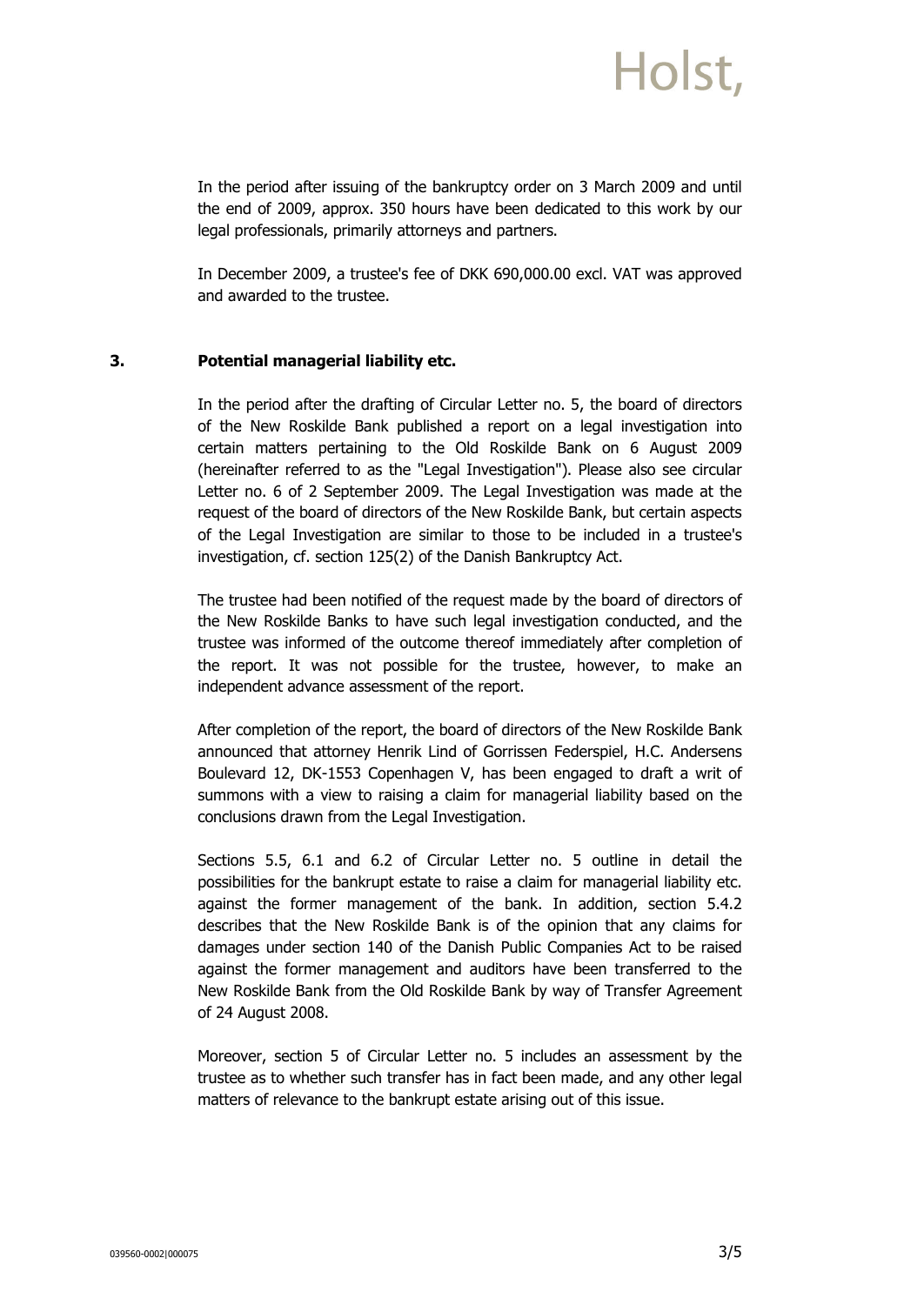In the period after issuing of the bankruptcy order on 3 March 2009 and until the end of 2009, approx. 350 hours have been dedicated to this work by our legal professionals, primarily attorneys and partners.

In December 2009, a trustee's fee of DKK 690,000.00 excl. VAT was approved and awarded to the trustee.

## 3. Potential managerial liability etc.

In the period after the drafting of Circular Letter no. 5, the board of directors of the New Roskilde Bank published a report on a legal investigation into certain matters pertaining to the Old Roskilde Bank on 6 August 2009 (hereinafter referred to as the "Legal Investigation"). Please also see circular Letter no. 6 of 2 September 2009. The Legal Investigation was made at the request of the board of directors of the New Roskilde Bank, but certain aspects of the Legal Investigation are similar to those to be included in a trustee's investigation, cf. section 125(2) of the Danish Bankruptcy Act.

The trustee had been notified of the request made by the board of directors of the New Roskilde Banks to have such legal investigation conducted, and the trustee was informed of the outcome thereof immediately after completion of the report. It was not possible for the trustee, however, to make an independent advance assessment of the report.

After completion of the report, the board of directors of the New Roskilde Bank announced that attorney Henrik Lind of Gorrissen Federspiel, H.C. Andersens Boulevard 12, DK-1553 Copenhagen V, has been engaged to draft a writ of summons with a view to raising a claim for managerial liability based on the conclusions drawn from the Legal Investigation.

Sections 5.5, 6.1 and 6.2 of Circular Letter no. 5 outline in detail the possibilities for the bankrupt estate to raise a claim for managerial liability etc. against the former management of the bank. In addition, section 5.4.2 describes that the New Roskilde Bank is of the opinion that any claims for damages under section 140 of the Danish Public Companies Act to be raised against the former management and auditors have been transferred to the New Roskilde Bank from the Old Roskilde Bank by way of Transfer Agreement of 24 August 2008.

Moreover, section 5 of Circular Letter no. 5 includes an assessment by the trustee as to whether such transfer has in fact been made, and any other legal matters of relevance to the bankrupt estate arising out of this issue.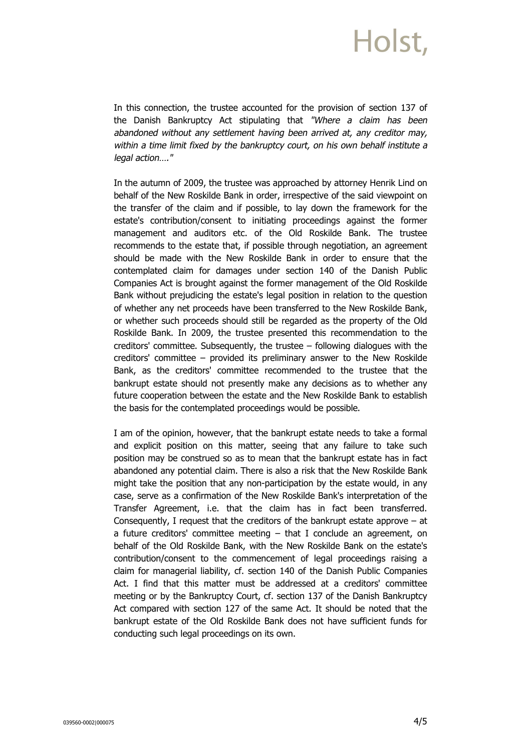In this connection, the trustee accounted for the provision of section 137 of the Danish Bankruptcy Act stipulating that *"Where a claim has been abandoned without any settlement having been arrived at, any creditor may, within a time limit fixed by the bankruptcy court, on his own behalf institute a legal action…."*

In the autumn of 2009, the trustee was approached by attorney Henrik Lind on behalf of the New Roskilde Bank in order, irrespective of the said viewpoint on the transfer of the claim and if possible, to lay down the framework for the estate's contribution/consent to initiating proceedings against the former management and auditors etc. of the Old Roskilde Bank. The trustee recommends to the estate that, if possible through negotiation, an agreement should be made with the New Roskilde Bank in order to ensure that the contemplated claim for damages under section 140 of the Danish Public Companies Act is brought against the former management of the Old Roskilde Bank without prejudicing the estate's legal position in relation to the question of whether any net proceeds have been transferred to the New Roskilde Bank, or whether such proceeds should still be regarded as the property of the Old Roskilde Bank. In 2009, the trustee presented this recommendation to the creditors' committee. Subsequently, the trustee – following dialogues with the creditors' committee – provided its preliminary answer to the New Roskilde Bank, as the creditors' committee recommended to the trustee that the bankrupt estate should not presently make any decisions as to whether any future cooperation between the estate and the New Roskilde Bank to establish the basis for the contemplated proceedings would be possible.

I am of the opinion, however, that the bankrupt estate needs to take a formal and explicit position on this matter, seeing that any failure to take such position may be construed so as to mean that the bankrupt estate has in fact abandoned any potential claim. There is also a risk that the New Roskilde Bank might take the position that any non-participation by the estate would, in any case, serve as a confirmation of the New Roskilde Bank's interpretation of the Transfer Agreement, i.e. that the claim has in fact been transferred. Consequently, I request that the creditors of the bankrupt estate approve – at a future creditors' committee meeting – that I conclude an agreement, on behalf of the Old Roskilde Bank, with the New Roskilde Bank on the estate's contribution/consent to the commencement of legal proceedings raising a claim for managerial liability, cf. section 140 of the Danish Public Companies Act. I find that this matter must be addressed at a creditors' committee meeting or by the Bankruptcy Court, cf. section 137 of the Danish Bankruptcy Act compared with section 127 of the same Act. It should be noted that the bankrupt estate of the Old Roskilde Bank does not have sufficient funds for conducting such legal proceedings on its own.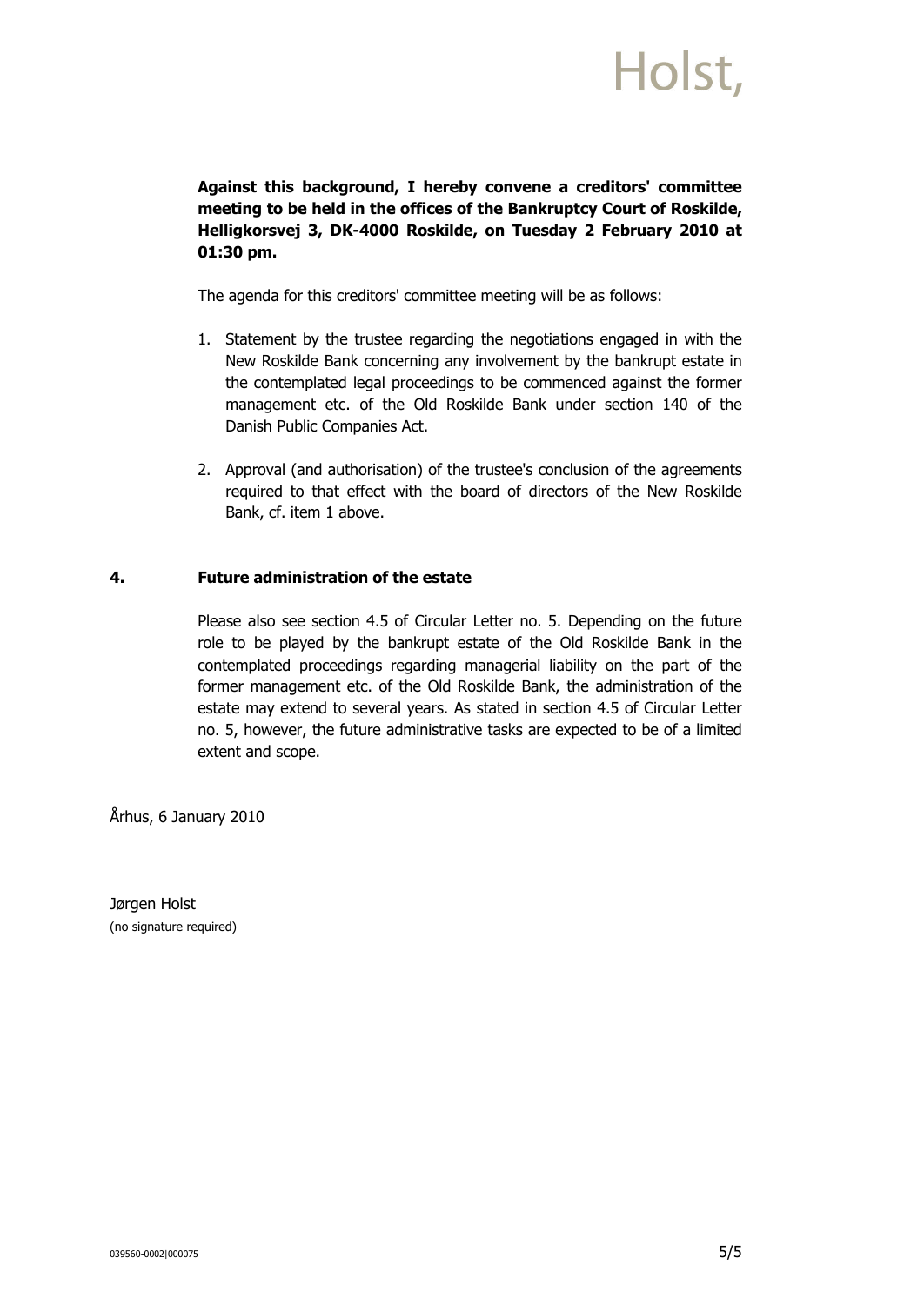**Against this background, I hereby convene a creditors' committee meeting to be held in the offices of the Bankruptcy Court of Roskilde, Helligkorsvej 3, DK-4000 Roskilde, on Tuesday 2 February 2010 at 01:30 pm.**

The agenda for this creditors' committee meeting will be as follows:

1. Statement by the trustee regarding the negotiations engaged in with the New Roskilde Bank concerning any involvement by the bankrupt estate in the contemplated legal proceedings to be commenced against the former management etc. of the Old Roskilde Bank under section 140 of the Danish Public Companies Act.

2. Approval (and authorisation) of the trustee's conclusion of the agreements required to that effect with the board of directors of the New Roskilde Bank, cf. item 1 above.

## 4. Future administration of the estate

Please also see section 4.5 of Circular Letter no. 5. Depending on the future role to be played by the bankrupt estate of the Old Roskilde Bank in the contemplated proceedings regarding managerial liability on the part of the former management etc. of the Old Roskilde Bank, the administration of the estate may extend to several years. As stated in section 4.5 of Circular Letter no. 5, however, the future administrative tasks are expected to be of a limited extent and scope.

Århus, 6 January 2010

Jørgen Holst
(no signature required)

039560-0002|000075